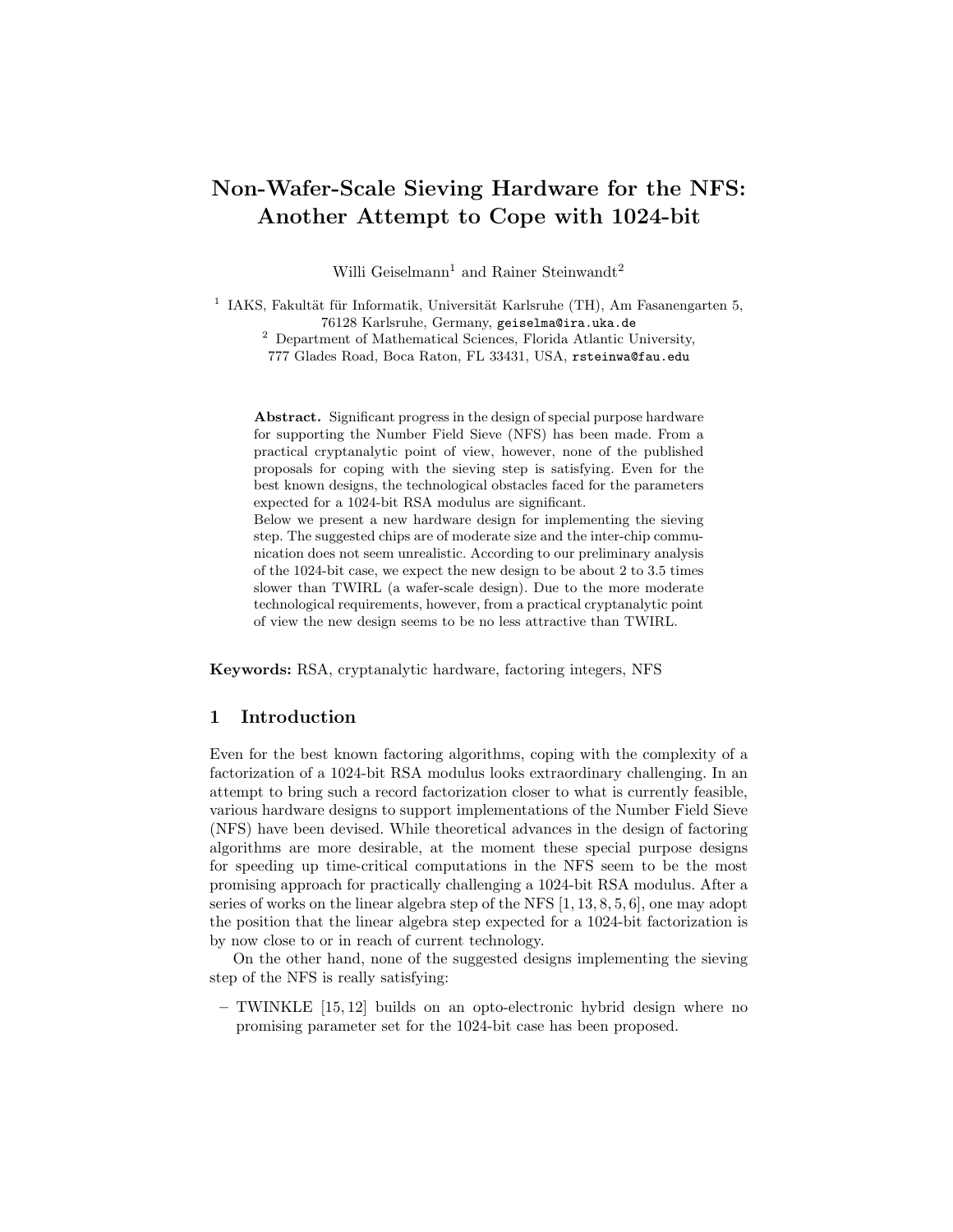# Non-Wafer-Scale Sieving Hardware for the NFS: Another Attempt to Cope with 1024-bit

Willi Geiselmann[1] and Rainer Steinwandt[2]

[1] IAKS, Fakultät für Informatik, Universität Karlsruhe (TH), Am Fasanengarten 5, 76128 Karlsruhe, Germany, geiselma@ira.uka.de

[2] Department of Mathematical Sciences, Florida Atlantic University, 777 Glades Road, Boca Raton, FL 33431, USA, rsteinwa@fau.edu

**Abstract.** Significant progress in the design of special purpose hardware for supporting the Number Field Sieve (NFS) has been made. From a practical cryptanalytic point of view, however, none of the published proposals for coping with the sieving step is satisfying. Even for the best known designs, the technological obstacles faced for the parameters expected for a 1024-bit RSA modulus are significant.
Below we present a new hardware design for implementing the sieving step. The suggested chips are of moderate size and the inter-chip communication does not seem unrealistic. According to our preliminary analysis of the 1024-bit case, we expect the new design to be about 2 to 3.5 times slower than TWIRL (a wafer-scale design). Due to the more moderate technological requirements, however, from a practical cryptanalytic point of view the new design seems to be no less attractive than TWIRL.

**Keywords:** RSA, cryptanalytic hardware, factoring integers, NFS

## 1 Introduction

Even for the best known factoring algorithms, coping with the complexity of a factorization of a 1024-bit RSA modulus looks extraordinary challenging. In an attempt to bring such a record factorization closer to what is currently feasible, various hardware designs to support implementations of the Number Field Sieve (NFS) have been devised. While theoretical advances in the design of factoring algorithms are more desirable, at the moment these special purpose designs for speeding up time-critical computations in the NFS seem to be the most promising approach for practically challenging a 1024-bit RSA modulus. After a series of works on the linear algebra step of the NFS [1, 13, 8, 5, 6], one may adopt the position that the linear algebra step expected for a 1024-bit factorization is by now close to or in reach of current technology.

On the other hand, none of the suggested designs implementing the sieving step of the NFS is really satisfying:

- TWINKLE [15, 12] builds on an opto-electronic hybrid design where no promising parameter set for the 1024-bit case has been proposed.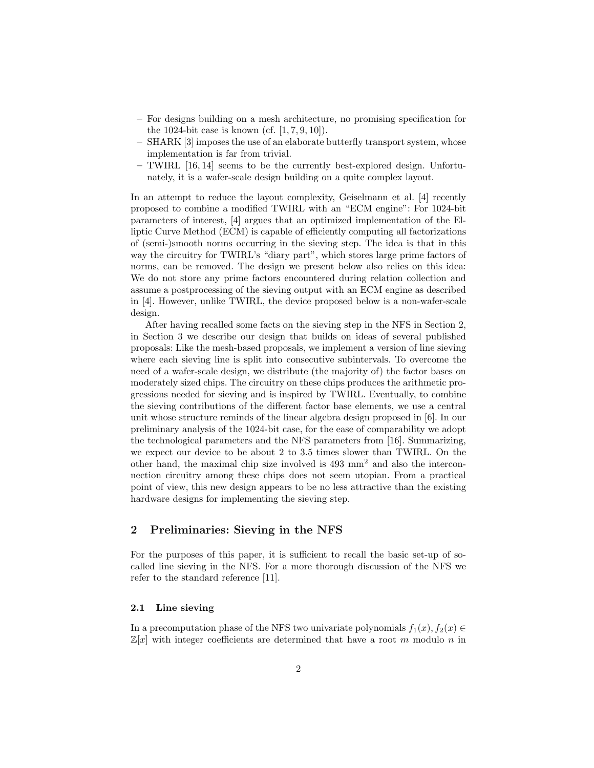- For designs building on a mesh architecture, no promising specification for the 1024-bit case is known (cf. [1, 7, 9, 10]).
- SHARK [3] imposes the use of an elaborate butterfly transport system, whose implementation is far from trivial.
- TWIRL [16, 14] seems to be the currently best-explored design. Unfortunately, it is a wafer-scale design building on a quite complex layout.

In an attempt to reduce the layout complexity, Geiselmann et al. [4] recently proposed to combine a modified TWIRL with an "ECM engine": For 1024-bit parameters of interest, [4] argues that an optimized implementation of the Elliptic Curve Method (ECM) is capable of efficiently computing all factorizations of (semi-)smooth norms occurring in the sieving step. The idea is that in this way the circuitry for TWIRL's "diary part", which stores large prime factors of norms, can be removed. The design we present below also relies on this idea: We do not store any prime factors encountered during relation collection and assume a postprocessing of the sieving output with an ECM engine as described in [4]. However, unlike TWIRL, the device proposed below is a non-wafer-scale design.

After having recalled some facts on the sieving step in the NFS in Section 2, in Section 3 we describe our design that builds on ideas of several published proposals: Like the mesh-based proposals, we implement a version of line sieving where each sieving line is split into consecutive subintervals. To overcome the need of a wafer-scale design, we distribute (the majority of) the factor bases on moderately sized chips. The circuitry on these chips produces the arithmetic progressions needed for sieving and is inspired by TWIRL. Eventually, to combine the sieving contributions of the different factor base elements, we use a central unit whose structure reminds of the linear algebra design proposed in [6]. In our preliminary analysis of the 1024-bit case, for the ease of comparability we adopt the technological parameters and the NFS parameters from [16]. Summarizing, we expect our device to be about 2 to 3.5 times slower than TWIRL. On the other hand, the maximal chip size involved is 493 $\text{mm}^2$ and also the interconnection circuitry among these chips does not seem utopian. From a practical point of view, this new design appears to be no less attractive than the existing hardware designs for implementing the sieving step.

## 2 Preliminaries: Sieving in the NFS

For the purposes of this paper, it is sufficient to recall the basic set-up of so-called line sieving in the NFS. For a more thorough discussion of the NFS we refer to the standard reference [11].

### 2.1 Line sieving

In a precomputation phase of the NFS two univariate polynomials $f_1(x), f_2(x) \in \mathbb{Z}[x]$ with integer coefficients are determined that have a root $m$ modulo $n$ in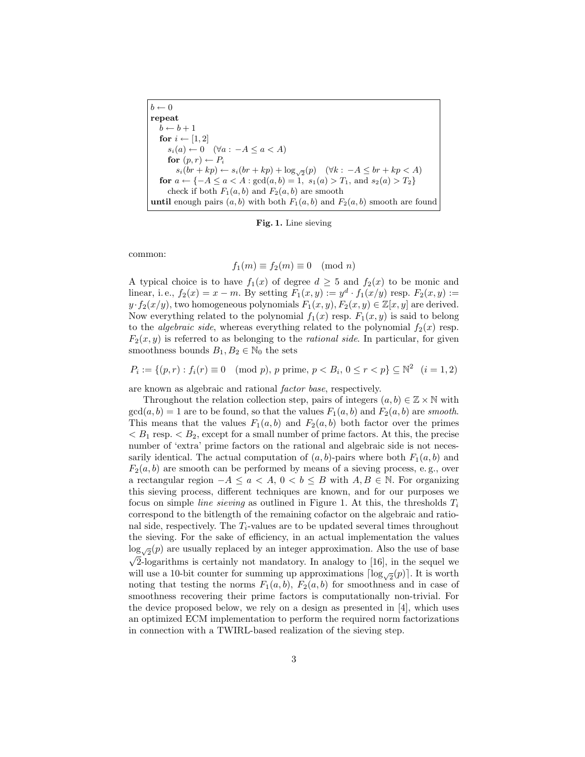```
b ← 0
repeat
  b ← b + 1
  for i ← [1, 2]
    s_i(a) ← 0   (∀a : −A ≤ a < A)
    for (p, r) ← P_i
      s_i(br + kp) ← s_i(br + kp) + log_√2(p)   (∀k : −A ≤ br + kp < A)
  for a ← {−A ≤ a < A : gcd(a, b) = 1, s_1(a) > T_1, and s_2(a) > T_2}
    check if both F_1(a, b) and F_2(a, b) are smooth
until enough pairs (a, b) with both F_1(a, b) and F_2(a, b) smooth are found
```

**Fig. 1.** Line sieving

common:

$$f_1(m) \equiv f_2(m) \equiv 0 \pmod{n}$$

A typical choice is to have $f_1(x)$ of degree $d \geq 5$ and $f_2(x)$ to be monic and linear, i. e., $f_2(x) = x - m$. By setting $F_1(x, y) := y^d \cdot f_1(x/y)$ resp. $F_2(x, y) := y \cdot f_2(x/y)$, two homogeneous polynomials $F_1(x, y), F_2(x, y) \in \mathbb{Z}[x, y]$ are derived. Now everything related to the polynomial $f_1(x)$ resp. $F_1(x, y)$ is said to belong to the *algebraic side*, whereas everything related to the polynomial $f_2(x)$ resp. $F_2(x, y)$ is referred to as belonging to the *rational side*. In particular, for given smoothness bounds $B_1, B_2 \in \mathbb{N}_0$ the sets

$$P_i := \{(p, r) : f_i(r) \equiv 0 \pmod{p},\ p \text{ prime},\ p < B_i,\ 0 \leq r < p\} \subseteq \mathbb{N}^2 \quad (i = 1, 2)$$

are known as algebraic and rational *factor base*, respectively.

Throughout the relation collection step, pairs of integers $(a, b) \in \mathbb{Z} \times \mathbb{N}$ with $\gcd(a, b) = 1$ are to be found, so that the values $F_1(a, b)$ and $F_2(a, b)$ are *smooth*. This means that the values $F_1(a, b)$ and $F_2(a, b)$ both factor over the primes $< B_1$ resp. $< B_2$, except for a small number of prime factors. At this, the precise number of 'extra' prime factors on the rational and algebraic side is not necessarily identical. The actual computation of $(a, b)$-pairs where both $F_1(a, b)$ and $F_2(a, b)$ are smooth can be performed by means of a sieving process, e. g., over a rectangular region $-A \leq a < A$, $0 < b \leq B$ with $A, B \in \mathbb{N}$. For organizing this sieving process, different techniques are known, and for our purposes we focus on simple *line sieving* as outlined in Figure 1. At this, the thresholds $T_i$ correspond to the bitlength of the remaining cofactor on the algebraic and rational side, respectively. The $T_i$-values are to be updated several times throughout the sieving. For the sake of efficiency, in an actual implementation the values $\log_{\sqrt{2}}(p)$ are usually replaced by an integer approximation. Also the use of base $\sqrt{2}$-logarithms is certainly not mandatory. In analogy to [16], in the sequel we will use a 10-bit counter for summing up approximations $\lceil \log_{\sqrt{2}}(p) \rceil$. It is worth noting that testing the norms $F_1(a, b)$, $F_2(a, b)$ for smoothness and in case of smoothness recovering their prime factors is computationally non-trivial. For the device proposed below, we rely on a design as presented in [4], which uses an optimized ECM implementation to perform the required norm factorizations in connection with a TWIRL-based realization of the sieving step.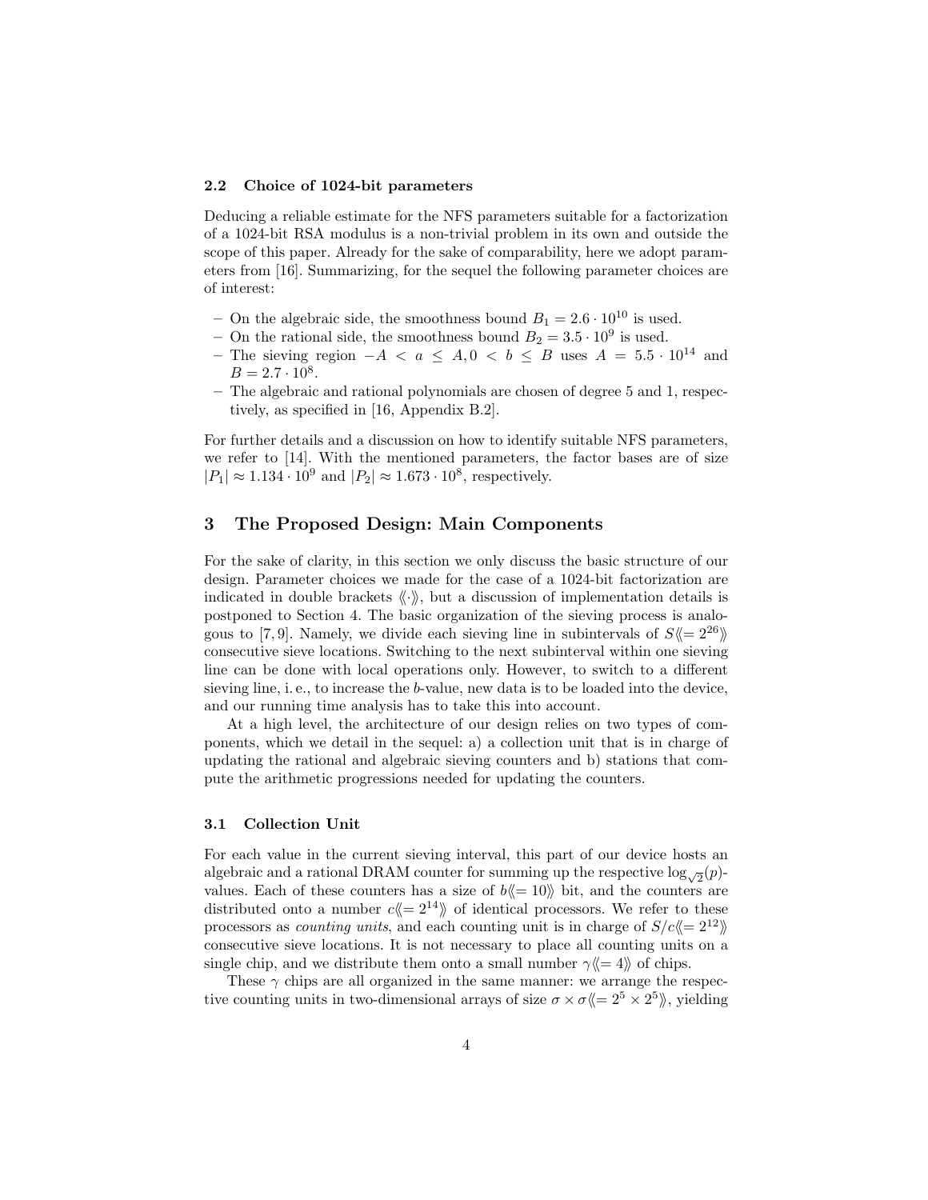### 2.2 Choice of 1024-bit parameters

Deducing a reliable estimate for the NFS parameters suitable for a factorization of a 1024-bit RSA modulus is a non-trivial problem in its own and outside the scope of this paper. Already for the sake of comparability, here we adopt parameters from [16]. Summarizing, for the sequel the following parameter choices are of interest:

- On the algebraic side, the smoothness bound $B_1 = 2.6 \cdot 10^{10}$ is used.
- On the rational side, the smoothness bound $B_2 = 3.5 \cdot 10^9$ is used.
- The sieving region $-A < a \leq A, 0 < b \leq B$ uses $A = 5.5 \cdot 10^{14}$ and $B = 2.7 \cdot 10^8$.
- The algebraic and rational polynomials are chosen of degree 5 and 1, respectively, as specified in [16, Appendix B.2].

For further details and a discussion on how to identify suitable NFS parameters, we refer to [14]. With the mentioned parameters, the factor bases are of size $|P_1| \approx 1.134 \cdot 10^9$ and $|P_2| \approx 1.673 \cdot 10^8$, respectively.

## 3 The Proposed Design: Main Components

For the sake of clarity, in this section we only discuss the basic structure of our design. Parameter choices we made for the case of a 1024-bit factorization are indicated in double brackets $\langle\!\langle \cdot \rangle\!\rangle$, but a discussion of implementation details is postponed to Section 4. The basic organization of the sieving process is analogous to [7, 9]. Namely, we divide each sieving line in subintervals of $S\langle\!\langle = 2^{26} \rangle\!\rangle$ consecutive sieve locations. Switching to the next subinterval within one sieving line can be done with local operations only. However, to switch to a different sieving line, i. e., to increase the $b$-value, new data is to be loaded into the device, and our running time analysis has to take this into account.

At a high level, the architecture of our design relies on two types of components, which we detail in the sequel: a) a collection unit that is in charge of updating the rational and algebraic sieving counters and b) stations that compute the arithmetic progressions needed for updating the counters.

### 3.1 Collection Unit

For each value in the current sieving interval, this part of our device hosts an algebraic and a rational DRAM counter for summing up the respective $\log_{\sqrt{2}}(p)$-values. Each of these counters has a size of $b\langle\!\langle = 10 \rangle\!\rangle$ bit, and the counters are distributed onto a number $c\langle\!\langle = 2^{14} \rangle\!\rangle$ of identical processors. We refer to these processors as *counting units*, and each counting unit is in charge of $S/c\langle\!\langle = 2^{12} \rangle\!\rangle$ consecutive sieve locations. It is not necessary to place all counting units on a single chip, and we distribute them onto a small number $\gamma\langle\!\langle = 4 \rangle\!\rangle$ of chips.

These $\gamma$ chips are all organized in the same manner: we arrange the respective counting units in two-dimensional arrays of size $\sigma \times \sigma\langle\!\langle = 2^5 \times 2^5 \rangle\!\rangle$, yielding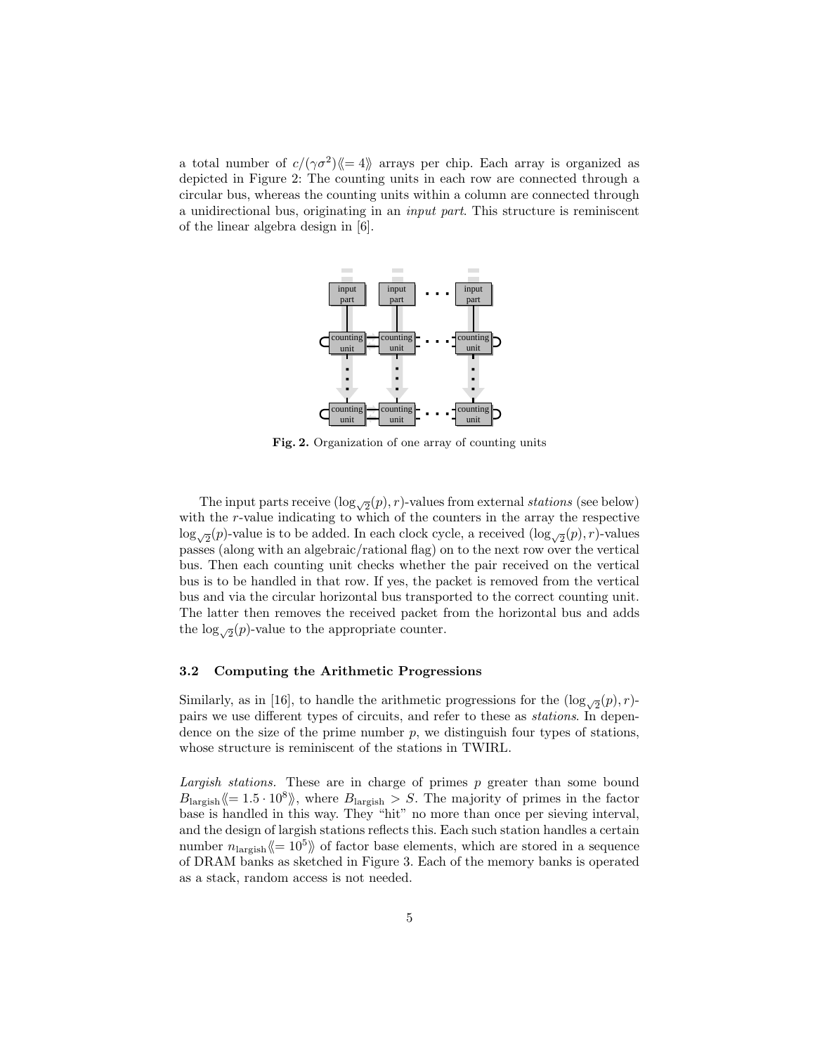a total number of $c/(\gamma\sigma^2)\langle\!\langle = 4\rangle\!\rangle$ arrays per chip. Each array is organized as depicted in Figure 2: The counting units in each row are connected through a circular bus, whereas the counting units within a column are connected through a unidirectional bus, originating in an *input part*. This structure is reminiscent of the linear algebra design in [6].

**Fig. 2.** Organization of one array of counting units

The input parts receive $(\log_{\sqrt{2}}(p), r)$-values from external *stations* (see below) with the $r$-value indicating to which of the counters in the array the respective $\log_{\sqrt{2}}(p)$-value is to be added. In each clock cycle, a received $(\log_{\sqrt{2}}(p), r)$-values passes (along with an algebraic/rational flag) on to the next row over the vertical bus. Then each counting unit checks whether the pair received on the vertical bus is to be handled in that row. If yes, the packet is removed from the vertical bus and via the circular horizontal bus transported to the correct counting unit. The latter then removes the received packet from the horizontal bus and adds the $\log_{\sqrt{2}}(p)$-value to the appropriate counter.

### 3.2 Computing the Arithmetic Progressions

Similarly, as in [16], to handle the arithmetic progressions for the $(\log_{\sqrt{2}}(p), r)$-pairs we use different types of circuits, and refer to these as *stations*. In dependence on the size of the prime number $p$, we distinguish four types of stations, whose structure is reminiscent of the stations in TWIRL.

*Largish stations.* These are in charge of primes $p$ greater than some bound $B_{\text{largish}}\langle\!\langle = 1.5 \cdot 10^8\rangle\!\rangle$, where $B_{\text{largish}} > S$. The majority of primes in the factor base is handled in this way. They "hit" no more than once per sieving interval, and the design of largish stations reflects this. Each such station handles a certain number $n_{\text{largish}}\langle\!\langle = 10^5\rangle\!\rangle$ of factor base elements, which are stored in a sequence of DRAM banks as sketched in Figure 3. Each of the memory banks is operated as a stack, random access is not needed.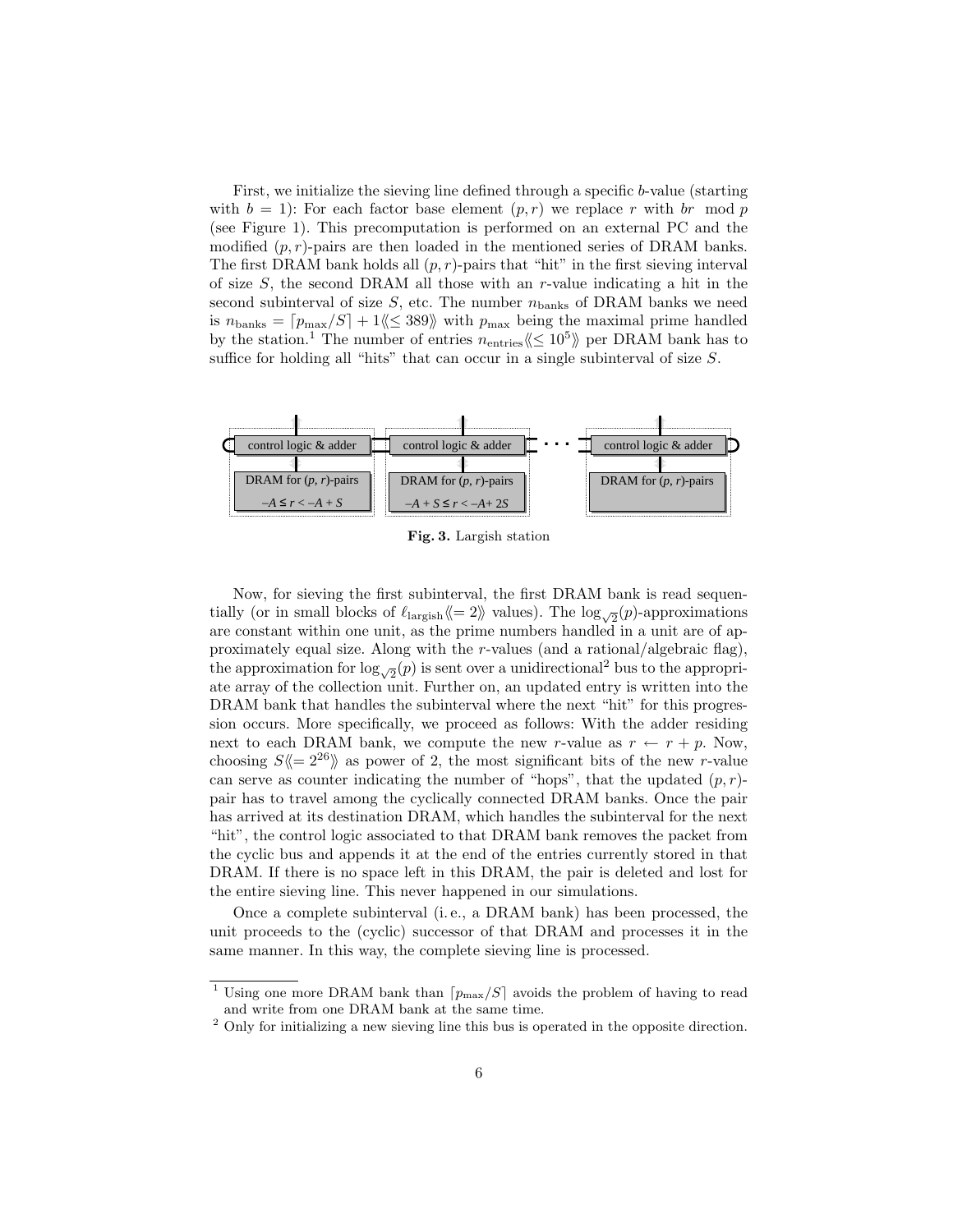First, we initialize the sieving line defined through a specific $b$-value (starting with $b = 1$): For each factor base element $(p, r)$ we replace $r$ with $br \mod p$ (see Figure 1). This precomputation is performed on an external PC and the modified $(p, r)$-pairs are then loaded in the mentioned series of DRAM banks. The first DRAM bank holds all $(p, r)$-pairs that "hit" in the first sieving interval of size $S$, the second DRAM all those with an $r$-value indicating a hit in the second subinterval of size $S$, etc. The number $n_{\text{banks}}$ of DRAM banks we need is $n_{\text{banks}} = \lceil p_{\max}/S \rceil + 1 \langle\!\langle \leq 389 \rangle\!\rangle$ with $p_{\max}$ being the maximal prime handled by the station.[1] The number of entries $n_{\text{entries}} \langle\!\langle \leq 10^5 \rangle\!\rangle$ per DRAM bank has to suffice for holding all "hits" that can occur in a single subinterval of size $S$.

**Fig. 3.** Largish station

Now, for sieving the first subinterval, the first DRAM bank is read sequentially (or in small blocks of $\ell_{\text{largish}} \langle\!\langle = 2 \rangle\!\rangle$ values). The $\log_{\sqrt{2}}(p)$-approximations are constant within one unit, as the prime numbers handled in a unit are of approximately equal size. Along with the $r$-values (and a rational/algebraic flag), the approximation for $\log_{\sqrt{2}}(p)$ is sent over a unidirectional[2] bus to the appropriate array of the collection unit. Further on, an updated entry is written into the DRAM bank that handles the subinterval where the next "hit" for this progression occurs. More specifically, we proceed as follows: With the adder residing next to each DRAM bank, we compute the new $r$-value as $r \leftarrow r + p$. Now, choosing $S \langle\!\langle = 2^{26} \rangle\!\rangle$ as power of 2, the most significant bits of the new $r$-value can serve as counter indicating the number of "hops", that the updated $(p, r)$-pair has to travel among the cyclically connected DRAM banks. Once the pair has arrived at its destination DRAM, which handles the subinterval for the next "hit", the control logic associated to that DRAM bank removes the packet from the cyclic bus and appends it at the end of the entries currently stored in that DRAM. If there is no space left in this DRAM, the pair is deleted and lost for the entire sieving line. This never happened in our simulations.

Once a complete subinterval (i. e., a DRAM bank) has been processed, the unit proceeds to the (cyclic) successor of that DRAM and processes it in the same manner. In this way, the complete sieving line is processed.

---

[1] Using one more DRAM bank than $\lceil p_{\max}/S \rceil$ avoids the problem of having to read and write from one DRAM bank at the same time.

[2] Only for initializing a new sieving line this bus is operated in the opposite direction.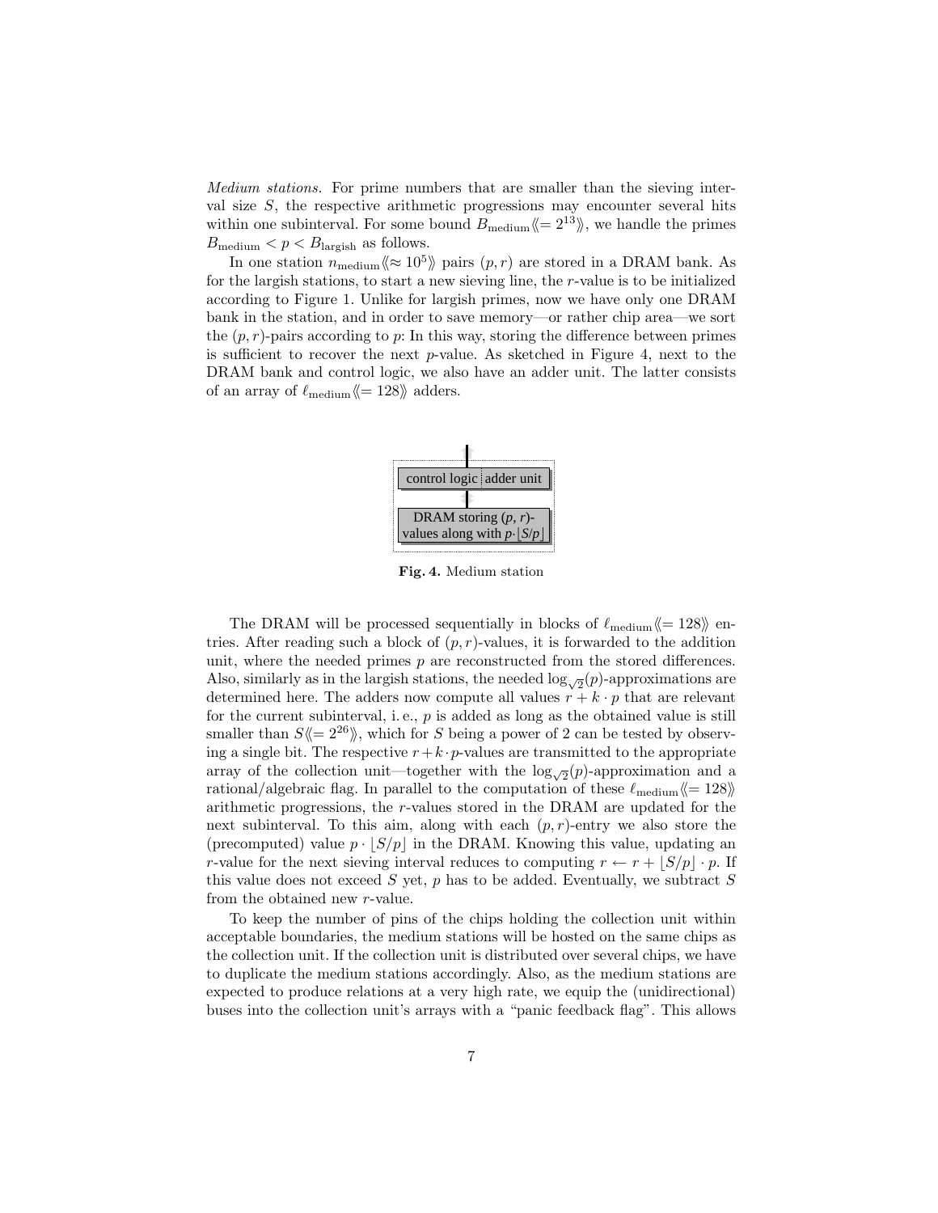*Medium stations.* For prime numbers that are smaller than the sieving interval size $S$, the respective arithmetic progressions may encounter several hits within one subinterval. For some bound $B_{\text{medium}}\langle\!\langle = 2^{13}\rangle\!\rangle$, we handle the primes $B_{\text{medium}} < p < B_{\text{largish}}$ as follows.

In one station $n_{\text{medium}}\langle\!\langle \approx 10^5\rangle\!\rangle$ pairs $(p, r)$ are stored in a DRAM bank. As for the largish stations, to start a new sieving line, the $r$-value is to be initialized according to Figure 1. Unlike for largish primes, now we have only one DRAM bank in the station, and in order to save memory—or rather chip area—we sort the $(p, r)$-pairs according to $p$: In this way, storing the difference between primes is sufficient to recover the next $p$-value. As sketched in Figure 4, next to the DRAM bank and control logic, we also have an adder unit. The latter consists of an array of $\ell_{\text{medium}}\langle\!\langle = 128\rangle\!\rangle$ adders.

control logic | adder unit

DRAM storing $(p, r)$-values along with $p \cdot \lfloor S/p \rfloor$

**Fig. 4.** Medium station

The DRAM will be processed sequentially in blocks of $\ell_{\text{medium}}\langle\!\langle = 128\rangle\!\rangle$ entries. After reading such a block of $(p, r)$-values, it is forwarded to the addition unit, where the needed primes $p$ are reconstructed from the stored differences. Also, similarly as in the largish stations, the needed $\log_{\sqrt{2}}(p)$-approximations are determined here. The adders now compute all values $r + k \cdot p$ that are relevant for the current subinterval, i. e., $p$ is added as long as the obtained value is still smaller than $S\langle\!\langle = 2^{26}\rangle\!\rangle$, which for $S$ being a power of 2 can be tested by observing a single bit. The respective $r + k \cdot p$-values are transmitted to the appropriate array of the collection unit—together with the $\log_{\sqrt{2}}(p)$-approximation and a rational/algebraic flag. In parallel to the computation of these $\ell_{\text{medium}}\langle\!\langle = 128\rangle\!\rangle$ arithmetic progressions, the $r$-values stored in the DRAM are updated for the next subinterval. To this aim, along with each $(p, r)$-entry we also store the (precomputed) value $p \cdot \lfloor S/p \rfloor$ in the DRAM. Knowing this value, updating an $r$-value for the next sieving interval reduces to computing $r \leftarrow r + \lfloor S/p \rfloor \cdot p$. If this value does not exceed $S$ yet, $p$ has to be added. Eventually, we subtract $S$ from the obtained new $r$-value.

To keep the number of pins of the chips holding the collection unit within acceptable boundaries, the medium stations will be hosted on the same chips as the collection unit. If the collection unit is distributed over several chips, we have to duplicate the medium stations accordingly. Also, as the medium stations are expected to produce relations at a very high rate, we equip the (unidirectional) buses into the collection unit's arrays with a "panic feedback flag". This allows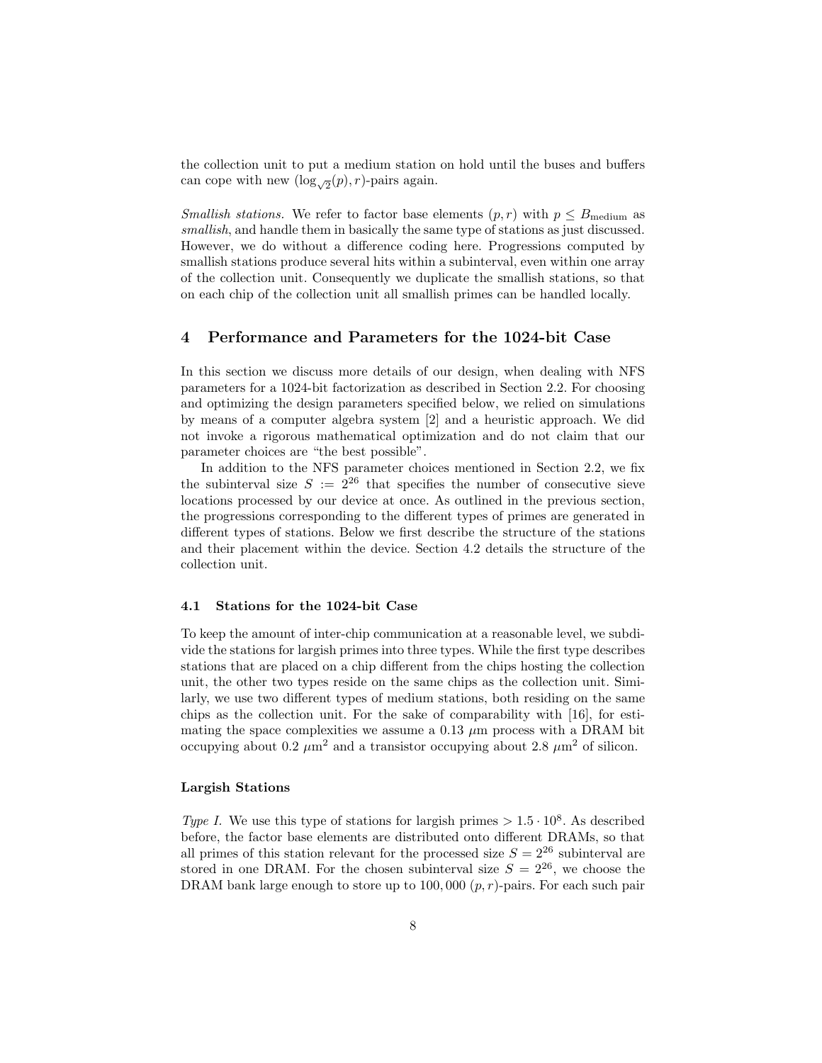the collection unit to put a medium station on hold until the buses and buffers can cope with new $(\log_{\sqrt{2}}(p), r)$-pairs again.

*Smallish stations.* We refer to factor base elements $(p, r)$ with $p \leq B_{\text{medium}}$ as *smallish*, and handle them in basically the same type of stations as just discussed. However, we do without a difference coding here. Progressions computed by smallish stations produce several hits within a subinterval, even within one array of the collection unit. Consequently we duplicate the smallish stations, so that on each chip of the collection unit all smallish primes can be handled locally.

## 4 Performance and Parameters for the 1024-bit Case

In this section we discuss more details of our design, when dealing with NFS parameters for a 1024-bit factorization as described in Section 2.2. For choosing and optimizing the design parameters specified below, we relied on simulations by means of a computer algebra system [2] and a heuristic approach. We did not invoke a rigorous mathematical optimization and do not claim that our parameter choices are "the best possible".

In addition to the NFS parameter choices mentioned in Section 2.2, we fix the subinterval size $S := 2^{26}$ that specifies the number of consecutive sieve locations processed by our device at once. As outlined in the previous section, the progressions corresponding to the different types of primes are generated in different types of stations. Below we first describe the structure of the stations and their placement within the device. Section 4.2 details the structure of the collection unit.

### 4.1 Stations for the 1024-bit Case

To keep the amount of inter-chip communication at a reasonable level, we subdivide the stations for largish primes into three types. While the first type describes stations that are placed on a chip different from the chips hosting the collection unit, the other two types reside on the same chips as the collection unit. Similarly, we use two different types of medium stations, both residing on the same chips as the collection unit. For the sake of comparability with [16], for estimating the space complexities we assume a 0.13 $\mu$m process with a DRAM bit occupying about 0.2 $\mu\text{m}^2$ and a transistor occupying about 2.8 $\mu\text{m}^2$ of silicon.

#### Largish Stations

*Type I.* We use this type of stations for largish primes $> 1.5 \cdot 10^8$. As described before, the factor base elements are distributed onto different DRAMs, so that all primes of this station relevant for the processed size $S = 2^{26}$ subinterval are stored in one DRAM. For the chosen subinterval size $S = 2^{26}$, we choose the DRAM bank large enough to store up to 100,000 $(p, r)$-pairs. For each such pair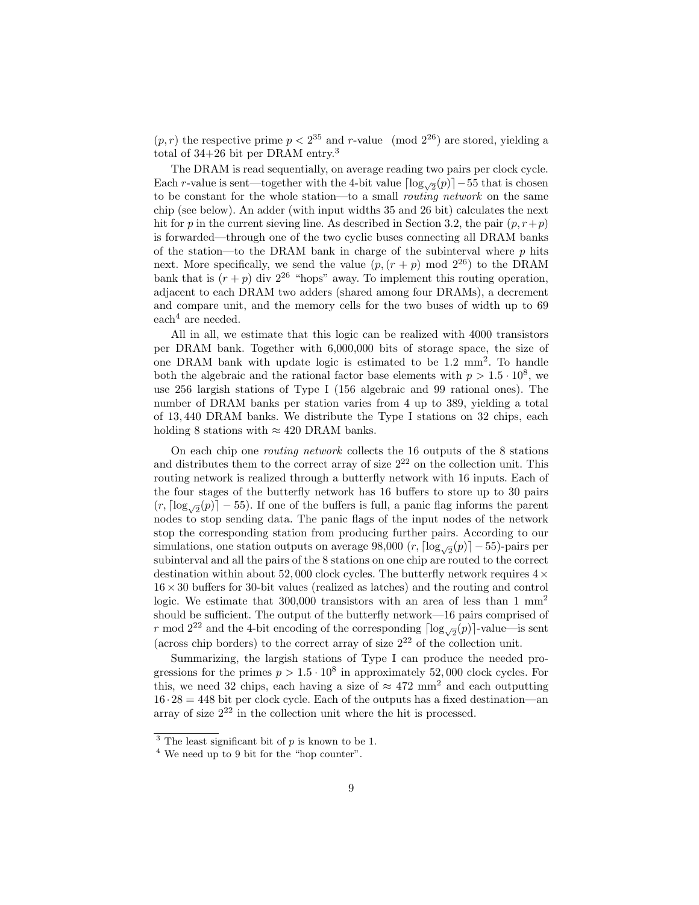$(p, r)$ the respective prime $p < 2^{35}$ and $r$-value $\pmod{2^{26}}$ are stored, yielding a total of 34+26 bit per DRAM entry.[3]

The DRAM is read sequentially, on average reading two pairs per clock cycle. Each $r$-value is sent—together with the 4-bit value $\lceil \log_{\sqrt{2}}(p) \rceil - 55$ that is chosen to be constant for the whole station—to a small *routing network* on the same chip (see below). An adder (with input widths 35 and 26 bit) calculates the next hit for $p$ in the current sieving line. As described in Section 3.2, the pair $(p, r+p)$ is forwarded—through one of the two cyclic buses connecting all DRAM banks of the station—to the DRAM bank in charge of the subinterval where $p$ hits next. More specifically, we send the value $(p, (r+p) \bmod 2^{26})$ to the DRAM bank that is $(r+p)$ div $2^{26}$ "hops" away. To implement this routing operation, adjacent to each DRAM two adders (shared among four DRAMs), a decrement and compare unit, and the memory cells for the two buses of width up to 69 each[4] are needed.

All in all, we estimate that this logic can be realized with 4000 transistors per DRAM bank. Together with 6,000,000 bits of storage space, the size of one DRAM bank with update logic is estimated to be 1.2 mm$^2$. To handle both the algebraic and the rational factor base elements with $p > 1.5 \cdot 10^8$, we use 256 largish stations of Type I (156 algebraic and 99 rational ones). The number of DRAM banks per station varies from 4 up to 389, yielding a total of 13,440 DRAM banks. We distribute the Type I stations on 32 chips, each holding 8 stations with $\approx 420$ DRAM banks.

On each chip one *routing network* collects the 16 outputs of the 8 stations and distributes them to the correct array of size $2^{22}$ on the collection unit. This routing network is realized through a butterfly network with 16 inputs. Each of the four stages of the butterfly network has 16 buffers to store up to 30 pairs $(r, \lceil \log_{\sqrt{2}}(p) \rceil - 55)$. If one of the buffers is full, a panic flag informs the parent nodes to stop sending data. The panic flags of the input nodes of the network stop the corresponding station from producing further pairs. According to our simulations, one station outputs on average 98,000 $(r, \lceil \log_{\sqrt{2}}(p) \rceil - 55)$-pairs per subinterval and all the pairs of the 8 stations on one chip are routed to the correct destination within about 52,000 clock cycles. The butterfly network requires $4 \times 16 \times 30$ buffers for 30-bit values (realized as latches) and the routing and control logic. We estimate that 300,000 transistors with an area of less than 1 mm$^2$ should be sufficient. The output of the butterfly network—16 pairs comprised of $r \bmod 2^{22}$ and the 4-bit encoding of the corresponding $\lceil \log_{\sqrt{2}}(p) \rceil$-value—is sent (across chip borders) to the correct array of size $2^{22}$ of the collection unit.

Summarizing, the largish stations of Type I can produce the needed progressions for the primes $p > 1.5 \cdot 10^8$ in approximately 52,000 clock cycles. For this, we need 32 chips, each having a size of $\approx 472$ mm$^2$ and each outputting $16 \cdot 28 = 448$ bit per clock cycle. Each of the outputs has a fixed destination—an array of size $2^{22}$ in the collection unit where the hit is processed.

---

[3] The least significant bit of $p$ is known to be 1.

[4] We need up to 9 bit for the "hop counter".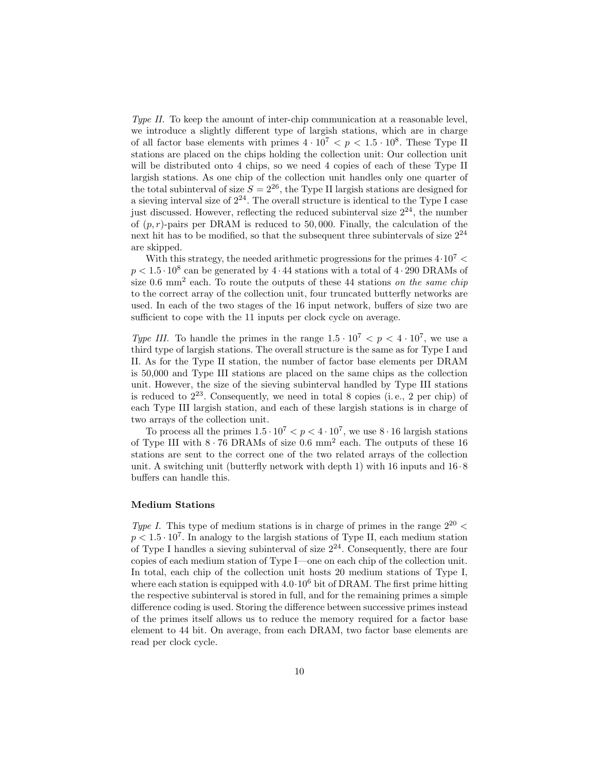*Type II.* To keep the amount of inter-chip communication at a reasonable level, we introduce a slightly different type of largish stations, which are in charge of all factor base elements with primes $4 \cdot 10^7 < p < 1.5 \cdot 10^8$. These Type II stations are placed on the chips holding the collection unit: Our collection unit will be distributed onto 4 chips, so we need 4 copies of each of these Type II largish stations. As one chip of the collection unit handles only one quarter of the total subinterval of size $S = 2^{26}$, the Type II largish stations are designed for a sieving interval size of $2^{24}$. The overall structure is identical to the Type I case just discussed. However, reflecting the reduced subinterval size $2^{24}$, the number of $(p, r)$-pairs per DRAM is reduced to 50,000. Finally, the calculation of the next hit has to be modified, so that the subsequent three subintervals of size $2^{24}$ are skipped.

With this strategy, the needed arithmetic progressions for the primes $4 \cdot 10^7 < p < 1.5 \cdot 10^8$ can be generated by $4 \cdot 44$ stations with a total of $4 \cdot 290$ DRAMs of size 0.6 mm$^2$ each. To route the outputs of these 44 stations *on the same chip* to the correct array of the collection unit, four truncated butterfly networks are used. In each of the two stages of the 16 input network, buffers of size two are sufficient to cope with the 11 inputs per clock cycle on average.

*Type III.* To handle the primes in the range $1.5 \cdot 10^7 < p < 4 \cdot 10^7$, we use a third type of largish stations. The overall structure is the same as for Type I and II. As for the Type II station, the number of factor base elements per DRAM is 50,000 and Type III stations are placed on the same chips as the collection unit. However, the size of the sieving subinterval handled by Type III stations is reduced to $2^{23}$. Consequently, we need in total 8 copies (i. e., 2 per chip) of each Type III largish station, and each of these largish stations is in charge of two arrays of the collection unit.

To process all the primes $1.5 \cdot 10^7 < p < 4 \cdot 10^7$, we use $8 \cdot 16$ largish stations of Type III with $8 \cdot 76$ DRAMs of size 0.6 mm$^2$ each. The outputs of these 16 stations are sent to the correct one of the two related arrays of the collection unit. A switching unit (butterfly network with depth 1) with 16 inputs and $16 \cdot 8$ buffers can handle this.

### Medium Stations

*Type I.* This type of medium stations is in charge of primes in the range $2^{20} < p < 1.5 \cdot 10^7$. In analogy to the largish stations of Type II, each medium station of Type I handles a sieving subinterval of size $2^{24}$. Consequently, there are four copies of each medium station of Type I—one on each chip of the collection unit. In total, each chip of the collection unit hosts 20 medium stations of Type I, where each station is equipped with $4.0 \cdot 10^6$ bit of DRAM. The first prime hitting the respective subinterval is stored in full, and for the remaining primes a simple difference coding is used. Storing the difference between successive primes instead of the primes itself allows us to reduce the memory required for a factor base element to 44 bit. On average, from each DRAM, two factor base elements are read per clock cycle.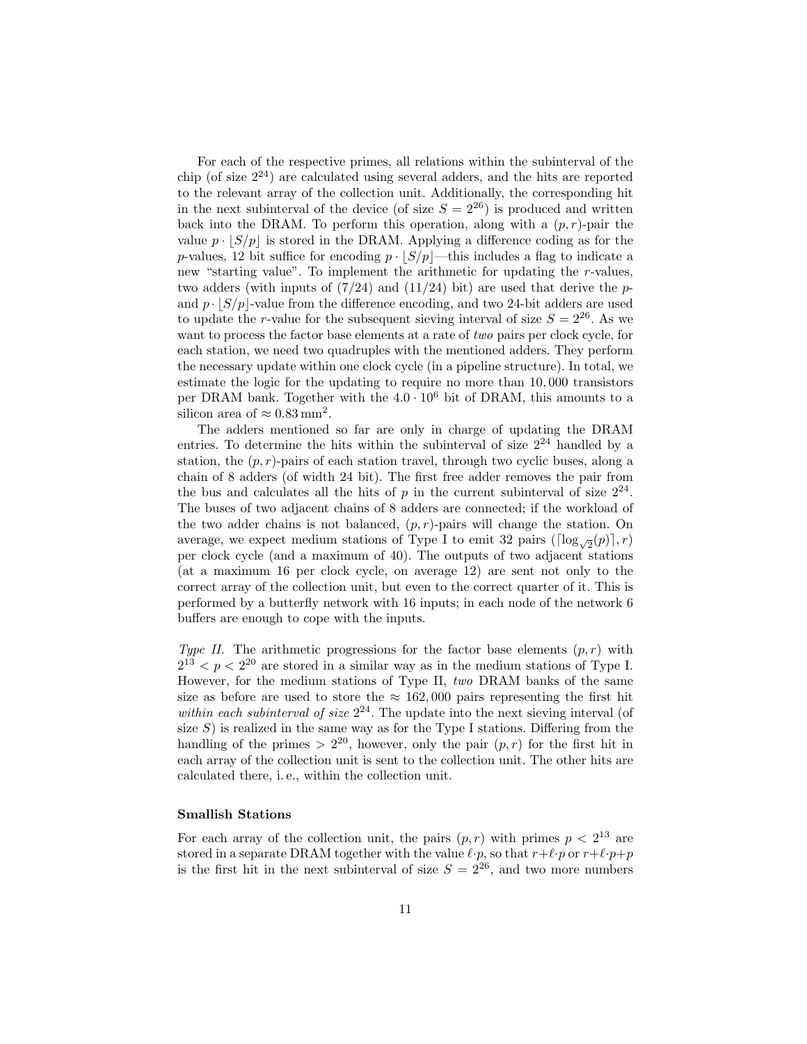For each of the respective primes, all relations within the subinterval of the chip (of size $2^{24}$) are calculated using several adders, and the hits are reported to the relevant array of the collection unit. Additionally, the corresponding hit in the next subinterval of the device (of size $S = 2^{26}$) is produced and written back into the DRAM. To perform this operation, along with a $(p, r)$-pair the value $p \cdot \lfloor S/p \rfloor$ is stored in the DRAM. Applying a difference coding as for the $p$-values, 12 bit suffice for encoding $p \cdot \lfloor S/p \rfloor$—this includes a flag to indicate a new "starting value". To implement the arithmetic for updating the $r$-values, two adders (with inputs of (7/24) and (11/24) bit) are used that derive the $p$- and $p \cdot \lfloor S/p \rfloor$-value from the difference encoding, and two 24-bit adders are used to update the $r$-value for the subsequent sieving interval of size $S = 2^{26}$. As we want to process the factor base elements at a rate of *two* pairs per clock cycle, for each station, we need two quadruples with the mentioned adders. They perform the necessary update within one clock cycle (in a pipeline structure). In total, we estimate the logic for the updating to require no more than 10,000 transistors per DRAM bank. Together with the $4.0 \cdot 10^6$ bit of DRAM, this amounts to a silicon area of $\approx 0.83\,\text{mm}^2$.

The adders mentioned so far are only in charge of updating the DRAM entries. To determine the hits within the subinterval of size $2^{24}$ handled by a station, the $(p, r)$-pairs of each station travel, through two cyclic buses, along a chain of 8 adders (of width 24 bit). The first free adder removes the pair from the bus and calculates all the hits of $p$ in the current subinterval of size $2^{24}$. The buses of two adjacent chains of 8 adders are connected; if the workload of the two adder chains is not balanced, $(p, r)$-pairs will change the station. On average, we expect medium stations of Type I to emit 32 pairs $(\lceil \log_{\sqrt{2}}(p) \rceil, r)$ per clock cycle (and a maximum of 40). The outputs of two adjacent stations (at a maximum 16 per clock cycle, on average 12) are sent not only to the correct array of the collection unit, but even to the correct quarter of it. This is performed by a butterfly network with 16 inputs; in each node of the network 6 buffers are enough to cope with the inputs.

*Type II.* The arithmetic progressions for the factor base elements $(p, r)$ with $2^{13} < p < 2^{20}$ are stored in a similar way as in the medium stations of Type I. However, for the medium stations of Type II, *two* DRAM banks of the same size as before are used to store the $\approx 162{,}000$ pairs representing the first hit *within each subinterval of size* $2^{24}$. The update into the next sieving interval (of size $S$) is realized in the same way as for the Type I stations. Differing from the handling of the primes $> 2^{20}$, however, only the pair $(p, r)$ for the first hit in each array of the collection unit is sent to the collection unit. The other hits are calculated there, i. e., within the collection unit.

### Smallish Stations

For each array of the collection unit, the pairs $(p, r)$ with primes $p < 2^{13}$ are stored in a separate DRAM together with the value $\ell \cdot p$, so that $r + \ell \cdot p$ or $r + \ell \cdot p + p$ is the first hit in the next subinterval of size $S = 2^{26}$, and two more numbers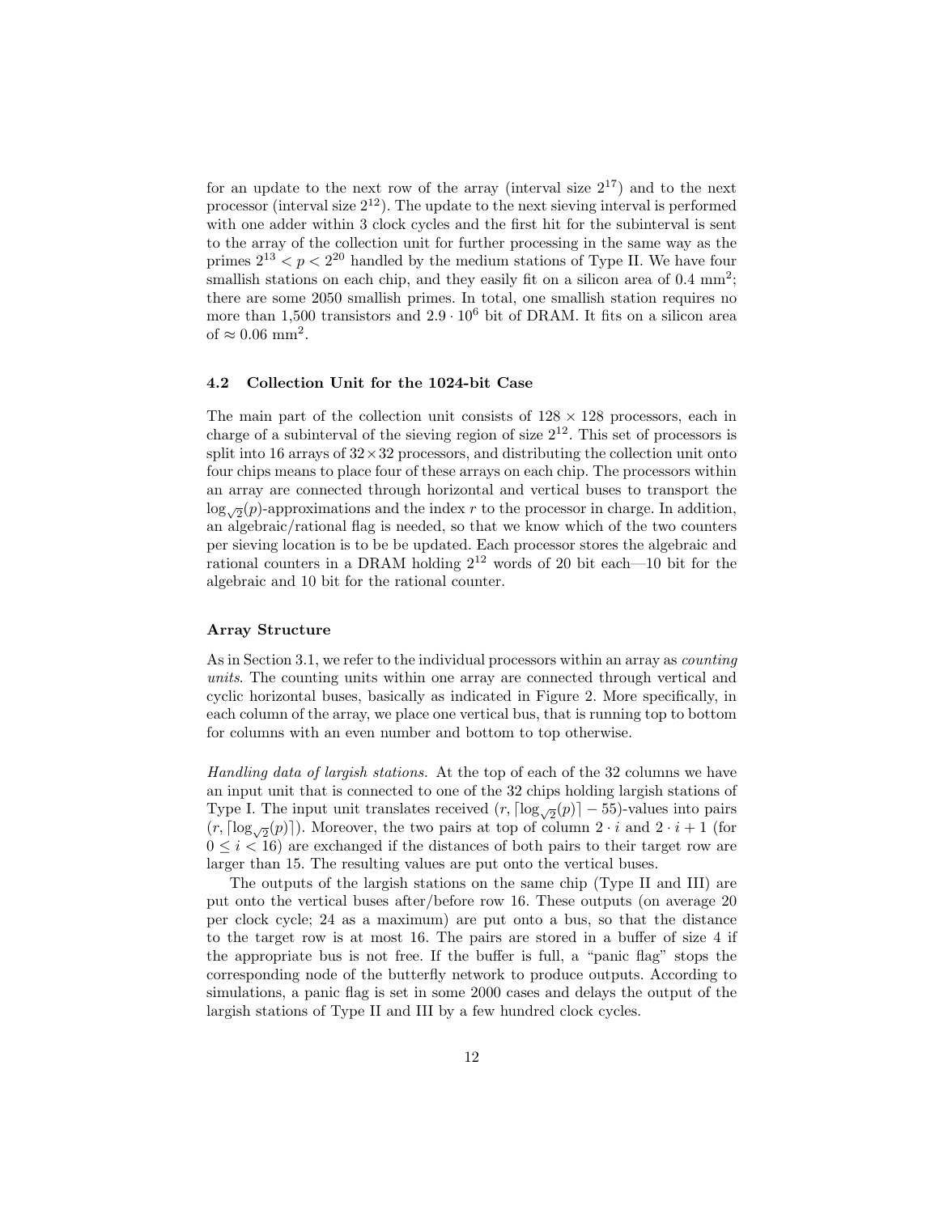for an update to the next row of the array (interval size $2^{17}$) and to the next processor (interval size $2^{12}$). The update to the next sieving interval is performed with one adder within 3 clock cycles and the first hit for the subinterval is sent to the array of the collection unit for further processing in the same way as the primes $2^{13} < p < 2^{20}$ handled by the medium stations of Type II. We have four smallish stations on each chip, and they easily fit on a silicon area of 0.4 mm$^2$; there are some 2050 smallish primes. In total, one smallish station requires no more than 1,500 transistors and $2.9 \cdot 10^6$ bit of DRAM. It fits on a silicon area of $\approx 0.06$ mm$^2$.

### 4.2 Collection Unit for the 1024-bit Case

The main part of the collection unit consists of $128 \times 128$ processors, each in charge of a subinterval of the sieving region of size $2^{12}$. This set of processors is split into 16 arrays of $32 \times 32$ processors, and distributing the collection unit onto four chips means to place four of these arrays on each chip. The processors within an array are connected through horizontal and vertical buses to transport the $\log_{\sqrt{2}}(p)$-approximations and the index $r$ to the processor in charge. In addition, an algebraic/rational flag is needed, so that we know which of the two counters per sieving location is to be be updated. Each processor stores the algebraic and rational counters in a DRAM holding $2^{12}$ words of 20 bit each—10 bit for the algebraic and 10 bit for the rational counter.

#### Array Structure

As in Section 3.1, we refer to the individual processors within an array as *counting units*. The counting units within one array are connected through vertical and cyclic horizontal buses, basically as indicated in Figure 2. More specifically, in each column of the array, we place one vertical bus, that is running top to bottom for columns with an even number and bottom to top otherwise.

*Handling data of largish stations.* At the top of each of the 32 columns we have an input unit that is connected to one of the 32 chips holding largish stations of Type I. The input unit translates received $(r, \lceil \log_{\sqrt{2}}(p) \rceil - 55)$-values into pairs $(r, \lceil \log_{\sqrt{2}}(p) \rceil)$. Moreover, the two pairs at top of column $2 \cdot i$ and $2 \cdot i + 1$ (for $0 \le i < 16$) are exchanged if the distances of both pairs to their target row are larger than 15. The resulting values are put onto the vertical buses.

The outputs of the largish stations on the same chip (Type II and III) are put onto the vertical buses after/before row 16. These outputs (on average 20 per clock cycle; 24 as a maximum) are put onto a bus, so that the distance to the target row is at most 16. The pairs are stored in a buffer of size 4 if the appropriate bus is not free. If the buffer is full, a "panic flag" stops the corresponding node of the butterfly network to produce outputs. According to simulations, a panic flag is set in some 2000 cases and delays the output of the largish stations of Type II and III by a few hundred clock cycles.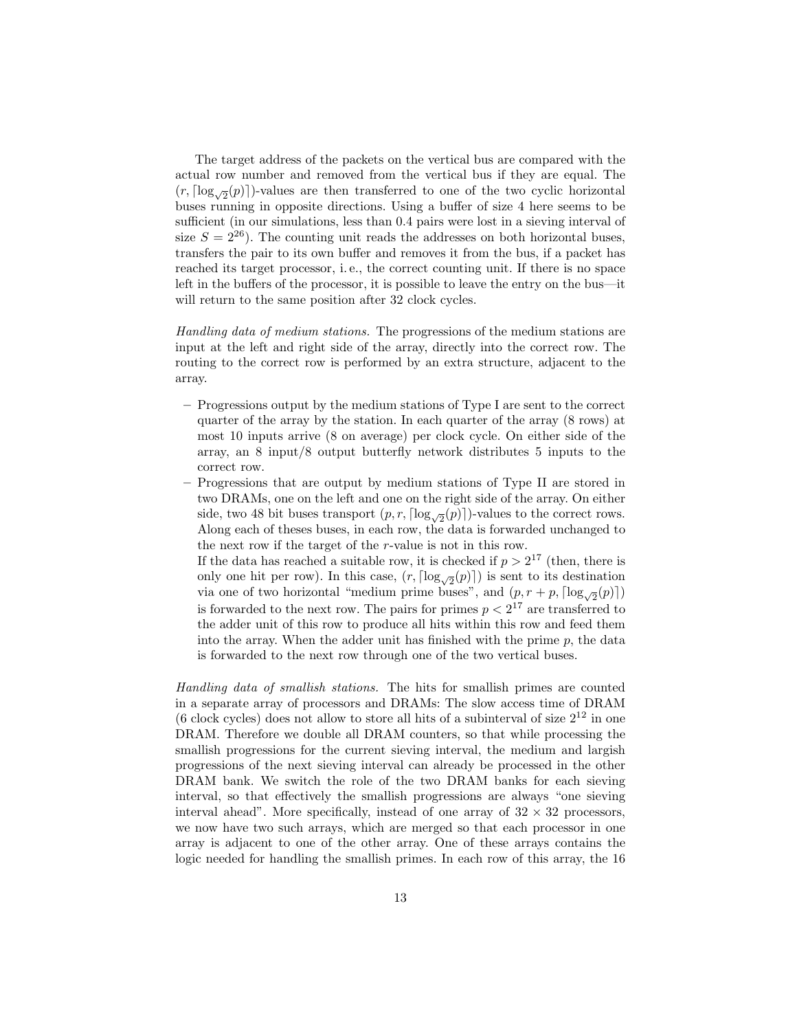The target address of the packets on the vertical bus are compared with the actual row number and removed from the vertical bus if they are equal. The $(r, \lceil\log_{\sqrt{2}}(p)\rceil)$-values are then transferred to one of the two cyclic horizontal buses running in opposite directions. Using a buffer of size 4 here seems to be sufficient (in our simulations, less than 0.4 pairs were lost in a sieving interval of size $S = 2^{26}$). The counting unit reads the addresses on both horizontal buses, transfers the pair to its own buffer and removes it from the bus, if a packet has reached its target processor, i. e., the correct counting unit. If there is no space left in the buffers of the processor, it is possible to leave the entry on the bus—it will return to the same position after 32 clock cycles.

*Handling data of medium stations.* The progressions of the medium stations are input at the left and right side of the array, directly into the correct row. The routing to the correct row is performed by an extra structure, adjacent to the array.

- Progressions output by the medium stations of Type I are sent to the correct quarter of the array by the station. In each quarter of the array (8 rows) at most 10 inputs arrive (8 on average) per clock cycle. On either side of the array, an 8 input/8 output butterfly network distributes 5 inputs to the correct row.
- Progressions that are output by medium stations of Type II are stored in two DRAMs, one on the left and one on the right side of the array. On either side, two 48 bit buses transport $(p, r, \lceil\log_{\sqrt{2}}(p)\rceil)$-values to the correct rows. Along each of theses buses, in each row, the data is forwarded unchanged to the next row if the target of the $r$-value is not in this row.
  If the data has reached a suitable row, it is checked if $p > 2^{17}$ (then, there is only one hit per row). In this case, $(r, \lceil\log_{\sqrt{2}}(p)\rceil)$ is sent to its destination via one of two horizontal "medium prime buses", and $(p, r+p, \lceil\log_{\sqrt{2}}(p)\rceil)$ is forwarded to the next row. The pairs for primes $p < 2^{17}$ are transferred to the adder unit of this row to produce all hits within this row and feed them into the array. When the adder unit has finished with the prime $p$, the data is forwarded to the next row through one of the two vertical buses.

*Handling data of smallish stations.* The hits for smallish primes are counted in a separate array of processors and DRAMs: The slow access time of DRAM (6 clock cycles) does not allow to store all hits of a subinterval of size $2^{12}$ in one DRAM. Therefore we double all DRAM counters, so that while processing the smallish progressions for the current sieving interval, the medium and largish progressions of the next sieving interval can already be processed in the other DRAM bank. We switch the role of the two DRAM banks for each sieving interval, so that effectively the smallish progressions are always "one sieving interval ahead". More specifically, instead of one array of $32 \times 32$ processors, we now have two such arrays, which are merged so that each processor in one array is adjacent to one of the other array. One of these arrays contains the logic needed for handling the smallish primes. In each row of this array, the 16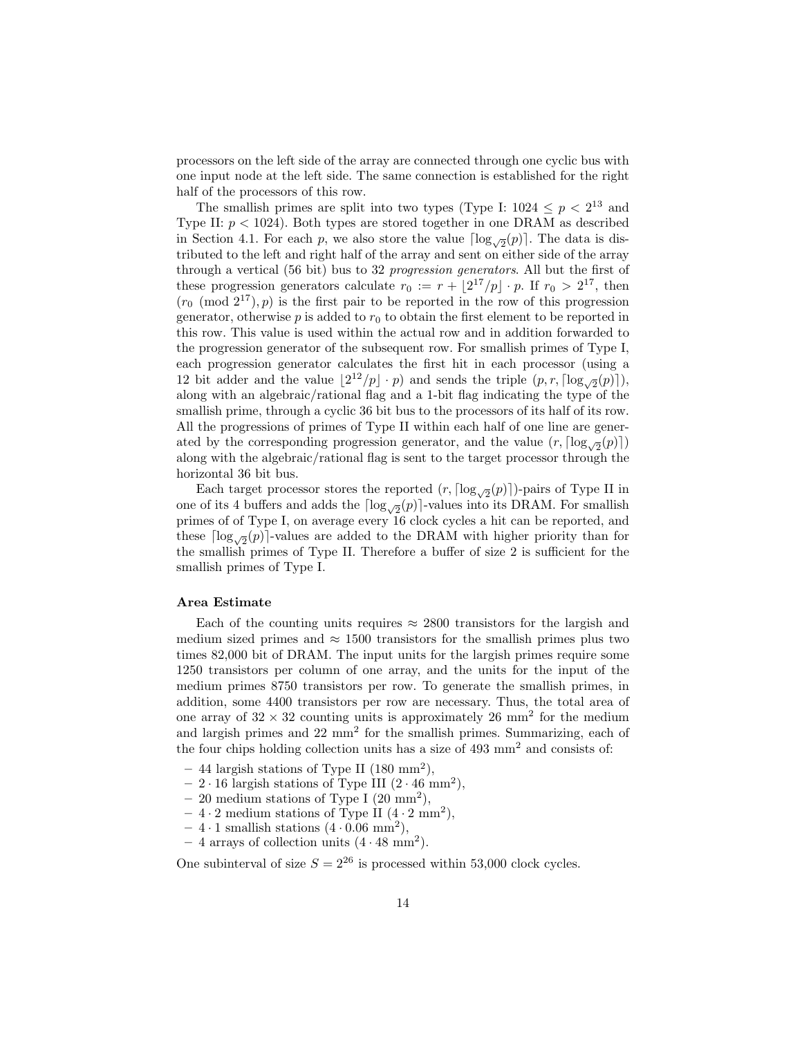processors on the left side of the array are connected through one cyclic bus with one input node at the left side. The same connection is established for the right half of the processors of this row.

The smallish primes are split into two types (Type I: $1024 \leq p < 2^{13}$ and Type II: $p < 1024$). Both types are stored together in one DRAM as described in Section 4.1. For each $p$, we also store the value $\lceil \log_{\sqrt{2}}(p) \rceil$. The data is distributed to the left and right half of the array and sent on either side of the array through a vertical (56 bit) bus to 32 *progression generators*. All but the first of these progression generators calculate $r_0 := r + \lfloor 2^{17}/p \rfloor \cdot p$. If $r_0 > 2^{17}$, then $(r_0 \pmod{2^{17}}, p)$ is the first pair to be reported in the row of this progression generator, otherwise $p$ is added to $r_0$ to obtain the first element to be reported in this row. This value is used within the actual row and in addition forwarded to the progression generator of the subsequent row. For smallish primes of Type I, each progression generator calculates the first hit in each processor (using a 12 bit adder and the value $\lfloor 2^{12}/p \rfloor \cdot p$) and sends the triple $(p, r, \lceil \log_{\sqrt{2}}(p) \rceil)$, along with an algebraic/rational flag and a 1-bit flag indicating the type of the smallish prime, through a cyclic 36 bit bus to the processors of its half of its row. All the progressions of primes of Type II within each half of one line are generated by the corresponding progression generator, and the value $(r, \lceil \log_{\sqrt{2}}(p) \rceil)$ along with the algebraic/rational flag is sent to the target processor through the horizontal 36 bit bus.

Each target processor stores the reported $(r, \lceil \log_{\sqrt{2}}(p) \rceil)$-pairs of Type II in one of its 4 buffers and adds the $\lceil \log_{\sqrt{2}}(p) \rceil$-values into its DRAM. For smallish primes of of Type I, on average every 16 clock cycles a hit can be reported, and these $\lceil \log_{\sqrt{2}}(p) \rceil$-values are added to the DRAM with higher priority than for the smallish primes of Type II. Therefore a buffer of size 2 is sufficient for the smallish primes of Type I.

**Area Estimate**

Each of the counting units requires $\approx 2800$ transistors for the largish and medium sized primes and $\approx 1500$ transistors for the smallish primes plus two times 82,000 bit of DRAM. The input units for the largish primes require some 1250 transistors per column of one array, and the units for the input of the medium primes 8750 transistors per row. To generate the smallish primes, in addition, some 4400 transistors per row are necessary. Thus, the total area of one array of $32 \times 32$ counting units is approximately 26 mm$^2$ for the medium and largish primes and 22 mm$^2$ for the smallish primes. Summarizing, each of the four chips holding collection units has a size of 493 mm$^2$ and consists of:

- 44 largish stations of Type II (180 mm$^2$),
- $2 \cdot 16$ largish stations of Type III ($2 \cdot 46$ mm$^2$),
- 20 medium stations of Type I (20 mm$^2$),
- $4 \cdot 2$ medium stations of Type II ($4 \cdot 2$ mm$^2$),
- $4 \cdot 1$ smallish stations ($4 \cdot 0.06$ mm$^2$),
- 4 arrays of collection units ($4 \cdot 48$ mm$^2$).

One subinterval of size $S = 2^{26}$ is processed within 53,000 clock cycles.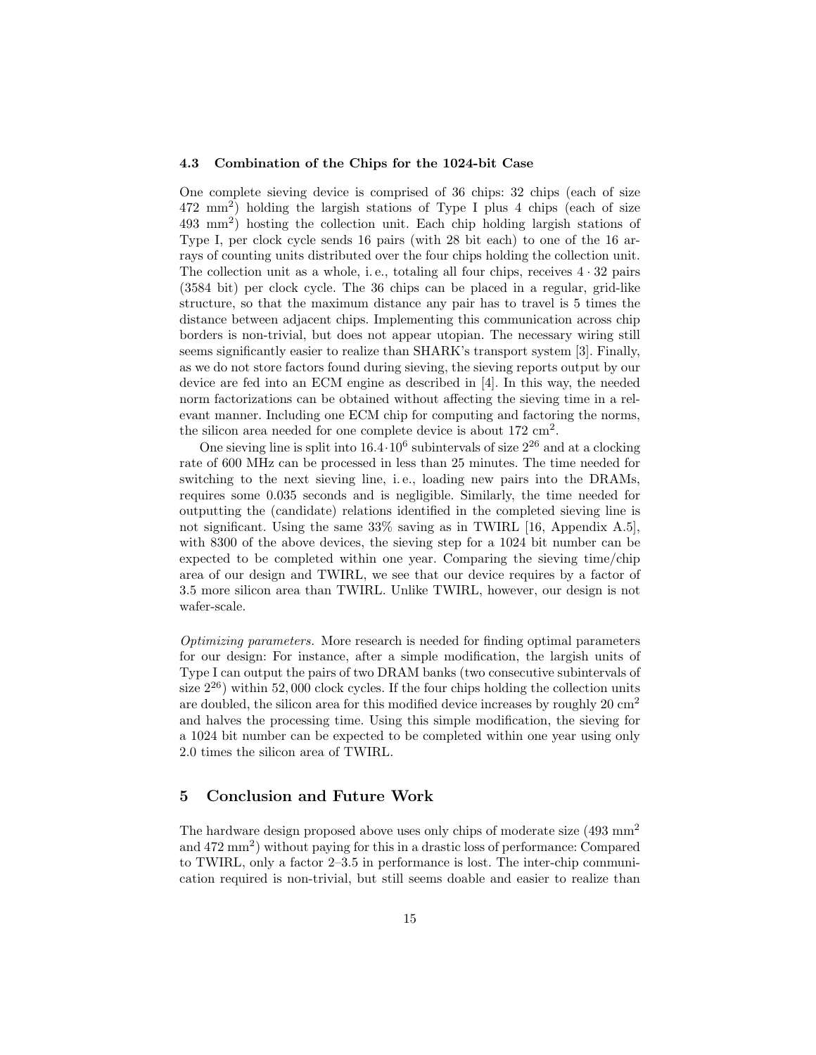### 4.3 Combination of the Chips for the 1024-bit Case

One complete sieving device is comprised of 36 chips: 32 chips (each of size 472 $\text{mm}^2$) holding the largish stations of Type I plus 4 chips (each of size 493 $\text{mm}^2$) hosting the collection unit. Each chip holding largish stations of Type I, per clock cycle sends 16 pairs (with 28 bit each) to one of the 16 arrays of counting units distributed over the four chips holding the collection unit. The collection unit as a whole, i. e., totaling all four chips, receives $4 \cdot 32$ pairs (3584 bit) per clock cycle. The 36 chips can be placed in a regular, grid-like structure, so that the maximum distance any pair has to travel is 5 times the distance between adjacent chips. Implementing this communication across chip borders is non-trivial, but does not appear utopian. The necessary wiring still seems significantly easier to realize than SHARK's transport system [3]. Finally, as we do not store factors found during sieving, the sieving reports output by our device are fed into an ECM engine as described in [4]. In this way, the needed norm factorizations can be obtained without affecting the sieving time in a relevant manner. Including one ECM chip for computing and factoring the norms, the silicon area needed for one complete device is about 172 $\text{cm}^2$.

One sieving line is split into $16.4 \cdot 10^6$ subintervals of size $2^{26}$ and at a clocking rate of 600 MHz can be processed in less than 25 minutes. The time needed for switching to the next sieving line, i. e., loading new pairs into the DRAMs, requires some 0.035 seconds and is negligible. Similarly, the time needed for outputting the (candidate) relations identified in the completed sieving line is not significant. Using the same 33% saving as in TWIRL [16, Appendix A.5], with 8300 of the above devices, the sieving step for a 1024 bit number can be expected to be completed within one year. Comparing the sieving time/chip area of our design and TWIRL, we see that our device requires by a factor of 3.5 more silicon area than TWIRL. Unlike TWIRL, however, our design is not wafer-scale.

*Optimizing parameters.* More research is needed for finding optimal parameters for our design: For instance, after a simple modification, the largish units of Type I can output the pairs of two DRAM banks (two consecutive subintervals of size $2^{26}$) within 52,000 clock cycles. If the four chips holding the collection units are doubled, the silicon area for this modified device increases by roughly 20 $\text{cm}^2$ and halves the processing time. Using this simple modification, the sieving for a 1024 bit number can be expected to be completed within one year using only 2.0 times the silicon area of TWIRL.

## 5 Conclusion and Future Work

The hardware design proposed above uses only chips of moderate size (493 $\text{mm}^2$ and 472 $\text{mm}^2$) without paying for this in a drastic loss of performance: Compared to TWIRL, only a factor 2–3.5 in performance is lost. The inter-chip communication required is non-trivial, but still seems doable and easier to realize than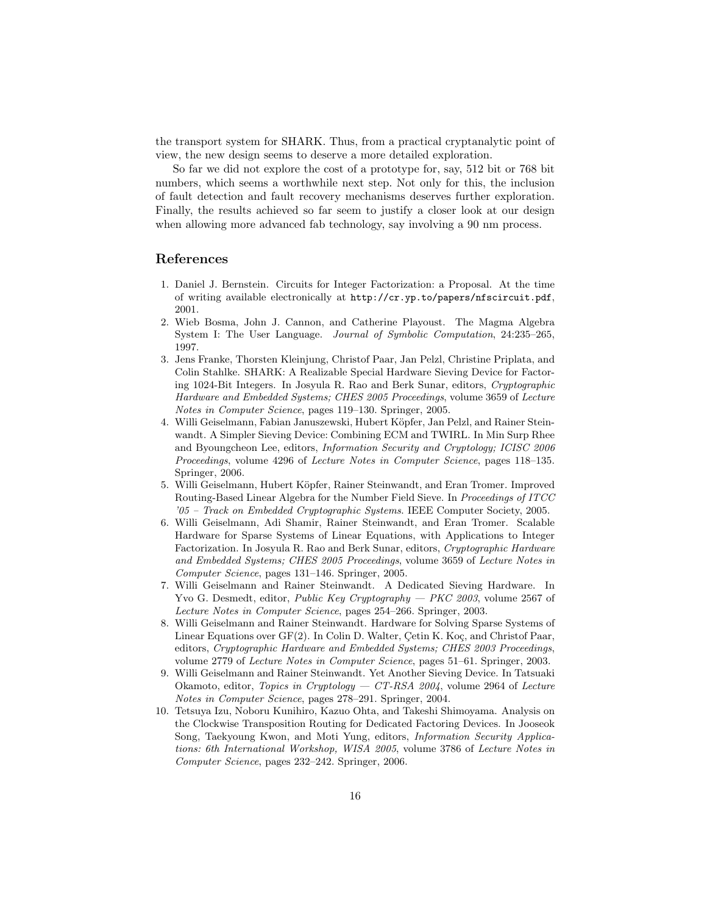the transport system for SHARK. Thus, from a practical cryptanalytic point of view, the new design seems to deserve a more detailed exploration.

So far we did not explore the cost of a prototype for, say, 512 bit or 768 bit numbers, which seems a worthwhile next step. Not only for this, the inclusion of fault detection and fault recovery mechanisms deserves further exploration. Finally, the results achieved so far seem to justify a closer look at our design when allowing more advanced fab technology, say involving a 90 nm process.

## References

1. Daniel J. Bernstein. Circuits for Integer Factorization: a Proposal. At the time of writing available electronically at `http://cr.yp.to/papers/nfscircuit.pdf`, 2001.
2. Wieb Bosma, John J. Cannon, and Catherine Playoust. The Magma Algebra System I: The User Language. *Journal of Symbolic Computation*, 24:235–265, 1997.
3. Jens Franke, Thorsten Kleinjung, Christof Paar, Jan Pelzl, Christine Priplata, and Colin Stahlke. SHARK: A Realizable Special Hardware Sieving Device for Factoring 1024-Bit Integers. In Josyula R. Rao and Berk Sunar, editors, *Cryptographic Hardware and Embedded Systems; CHES 2005 Proceedings*, volume 3659 of *Lecture Notes in Computer Science*, pages 119–130. Springer, 2005.
4. Willi Geiselmann, Fabian Januszewski, Hubert Köpfer, Jan Pelzl, and Rainer Steinwandt. A Simpler Sieving Device: Combining ECM and TWIRL. In Min Surp Rhee and Byoungcheon Lee, editors, *Information Security and Cryptology; ICISC 2006 Proceedings*, volume 4296 of *Lecture Notes in Computer Science*, pages 118–135. Springer, 2006.
5. Willi Geiselmann, Hubert Köpfer, Rainer Steinwandt, and Eran Tromer. Improved Routing-Based Linear Algebra for the Number Field Sieve. In *Proceedings of ITCC '05 – Track on Embedded Cryptographic Systems*. IEEE Computer Society, 2005.
6. Willi Geiselmann, Adi Shamir, Rainer Steinwandt, and Eran Tromer. Scalable Hardware for Sparse Systems of Linear Equations, with Applications to Integer Factorization. In Josyula R. Rao and Berk Sunar, editors, *Cryptographic Hardware and Embedded Systems; CHES 2005 Proceedings*, volume 3659 of *Lecture Notes in Computer Science*, pages 131–146. Springer, 2005.
7. Willi Geiselmann and Rainer Steinwandt. A Dedicated Sieving Hardware. In Yvo G. Desmedt, editor, *Public Key Cryptography — PKC 2003*, volume 2567 of *Lecture Notes in Computer Science*, pages 254–266. Springer, 2003.
8. Willi Geiselmann and Rainer Steinwandt. Hardware for Solving Sparse Systems of Linear Equations over GF(2). In Colin D. Walter, Çetin K. Koç, and Christof Paar, editors, *Cryptographic Hardware and Embedded Systems; CHES 2003 Proceedings*, volume 2779 of *Lecture Notes in Computer Science*, pages 51–61. Springer, 2003.
9. Willi Geiselmann and Rainer Steinwandt. Yet Another Sieving Device. In Tatsuaki Okamoto, editor, *Topics in Cryptology — CT-RSA 2004*, volume 2964 of *Lecture Notes in Computer Science*, pages 278–291. Springer, 2004.
10. Tetsuya Izu, Noboru Kunihiro, Kazuo Ohta, and Takeshi Shimoyama. Analysis on the Clockwise Transposition Routing for Dedicated Factoring Devices. In Jooseok Song, Taekyoung Kwon, and Moti Yung, editors, *Information Security Applications: 6th International Workshop, WISA 2005*, volume 3786 of *Lecture Notes in Computer Science*, pages 232–242. Springer, 2006.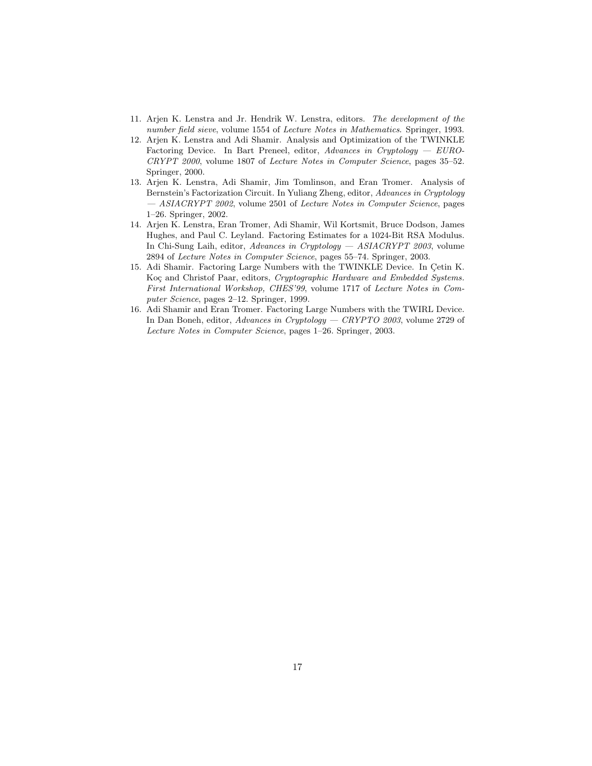11. Arjen K. Lenstra and Jr. Hendrik W. Lenstra, editors. *The development of the number field sieve*, volume 1554 of *Lecture Notes in Mathematics*. Springer, 1993.
12. Arjen K. Lenstra and Adi Shamir. Analysis and Optimization of the TWINKLE Factoring Device. In Bart Preneel, editor, *Advances in Cryptology — EUROCRYPT 2000*, volume 1807 of *Lecture Notes in Computer Science*, pages 35–52. Springer, 2000.
13. Arjen K. Lenstra, Adi Shamir, Jim Tomlinson, and Eran Tromer. Analysis of Bernstein's Factorization Circuit. In Yuliang Zheng, editor, *Advances in Cryptology — ASIACRYPT 2002*, volume 2501 of *Lecture Notes in Computer Science*, pages 1–26. Springer, 2002.
14. Arjen K. Lenstra, Eran Tromer, Adi Shamir, Wil Kortsmit, Bruce Dodson, James Hughes, and Paul C. Leyland. Factoring Estimates for a 1024-Bit RSA Modulus. In Chi-Sung Laih, editor, *Advances in Cryptology — ASIACRYPT 2003*, volume 2894 of *Lecture Notes in Computer Science*, pages 55–74. Springer, 2003.
15. Adi Shamir. Factoring Large Numbers with the TWINKLE Device. In Çetin K. Koç and Christof Paar, editors, *Cryptographic Hardware and Embedded Systems. First International Workshop, CHES'99*, volume 1717 of *Lecture Notes in Computer Science*, pages 2–12. Springer, 1999.
16. Adi Shamir and Eran Tromer. Factoring Large Numbers with the TWIRL Device. In Dan Boneh, editor, *Advances in Cryptology — CRYPTO 2003*, volume 2729 of *Lecture Notes in Computer Science*, pages 1–26. Springer, 2003.